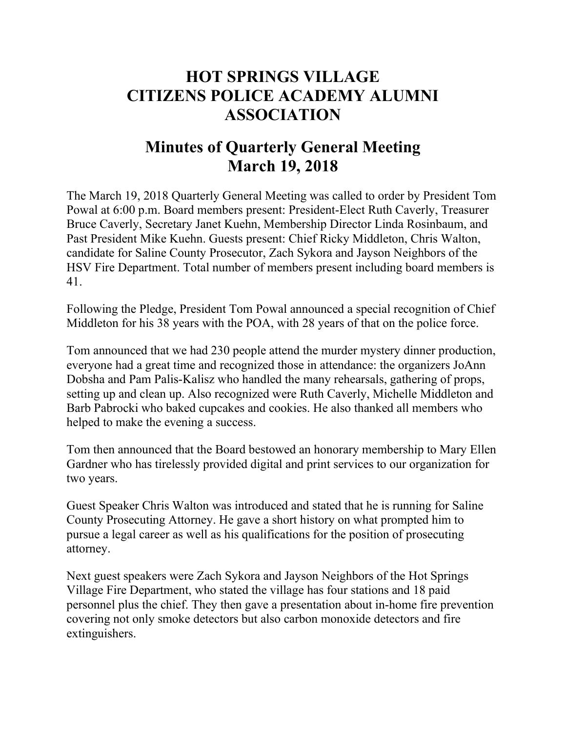# HOT SPRINGS VILLAGE CITIZENS POLICE ACADEMY ALUMNI ASSOCIATION

## Minutes of Quarterly General Meeting March 19, 2018

The March 19, 2018 Quarterly General Meeting was called to order by President Tom Powal at 6:00 p.m. Board members present: President-Elect Ruth Caverly, Treasurer Bruce Caverly, Secretary Janet Kuehn, Membership Director Linda Rosinbaum, and Past President Mike Kuehn. Guests present: Chief Ricky Middleton, Chris Walton, candidate for Saline County Prosecutor, Zach Sykora and Jayson Neighbors of the HSV Fire Department. Total number of members present including board members is 41.

Following the Pledge, President Tom Powal announced a special recognition of Chief Middleton for his 38 years with the POA, with 28 years of that on the police force.

Tom announced that we had 230 people attend the murder mystery dinner production, everyone had a great time and recognized those in attendance: the organizers JoAnn Dobsha and Pam Palis-Kalisz who handled the many rehearsals, gathering of props, setting up and clean up. Also recognized were Ruth Caverly, Michelle Middleton and Barb Pabrocki who baked cupcakes and cookies. He also thanked all members who helped to make the evening a success.

Tom then announced that the Board bestowed an honorary membership to Mary Ellen Gardner who has tirelessly provided digital and print services to our organization for two years.

Guest Speaker Chris Walton was introduced and stated that he is running for Saline County Prosecuting Attorney. He gave a short history on what prompted him to pursue a legal career as well as his qualifications for the position of prosecuting attorney.

Next guest speakers were Zach Sykora and Jayson Neighbors of the Hot Springs Village Fire Department, who stated the village has four stations and 18 paid personnel plus the chief. They then gave a presentation about in-home fire prevention covering not only smoke detectors but also carbon monoxide detectors and fire extinguishers.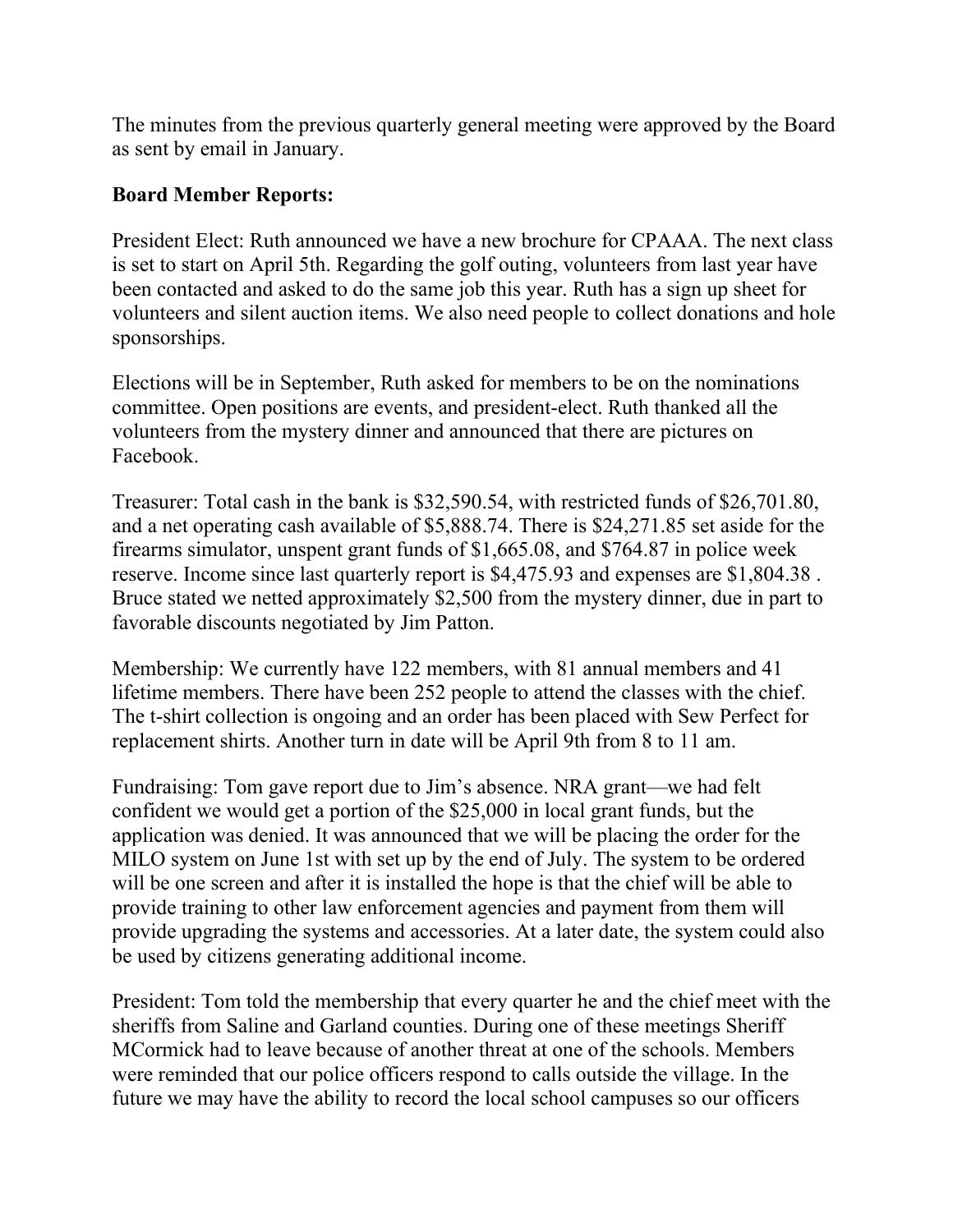The minutes from the previous quarterly general meeting were approved by the Board as sent by email in January.

**Board Member Reports:**

President Elect: Ruth announced we have a new brochure for CPAAA. The next class is set to start on April 5th. Regarding the golf outing, volunteers from last year have been contacted and asked to do the same job this year. Ruth has a sign up sheet for volunteers and silent auction items. We also need people to collect donations and hole sponsorships.

Elections will be in September, Ruth asked for members to be on the nominations committee. Open positions are events, and president-elect. Ruth thanked all the volunteers from the mystery dinner and announced that there are pictures on Facebook.

Treasurer: Total cash in the bank is $32,590.54, with restricted funds of $26,701.80, and a net operating cash available of $5,888.74. There is $24,271.85 set aside for the firearms simulator, unspent grant funds of $1,665.08, and $764.87 in police week reserve. Income since last quarterly report is $4,475.93 and expenses are $1,804.38 . Bruce stated we netted approximately $2,500 from the mystery dinner, due in part to favorable discounts negotiated by Jim Patton.

Membership: We currently have 122 members, with 81 annual members and 41 lifetime members. There have been 252 people to attend the classes with the chief. The t-shirt collection is ongoing and an order has been placed with Sew Perfect for replacement shirts. Another turn in date will be April 9th from 8 to 11 am.

Fundraising: Tom gave report due to Jim's absence. NRA grant—we had felt confident we would get a portion of the $25,000 in local grant funds, but the application was denied. It was announced that we will be placing the order for the MILO system on June 1st with set up by the end of July. The system to be ordered will be one screen and after it is installed the hope is that the chief will be able to provide training to other law enforcement agencies and payment from them will provide upgrading the systems and accessories. At a later date, the system could also be used by citizens generating additional income.

President: Tom told the membership that every quarter he and the chief meet with the sheriffs from Saline and Garland counties. During one of these meetings Sheriff MCormick had to leave because of another threat at one of the schools. Members were reminded that our police officers respond to calls outside the village. In the future we may have the ability to record the local school campuses so our officers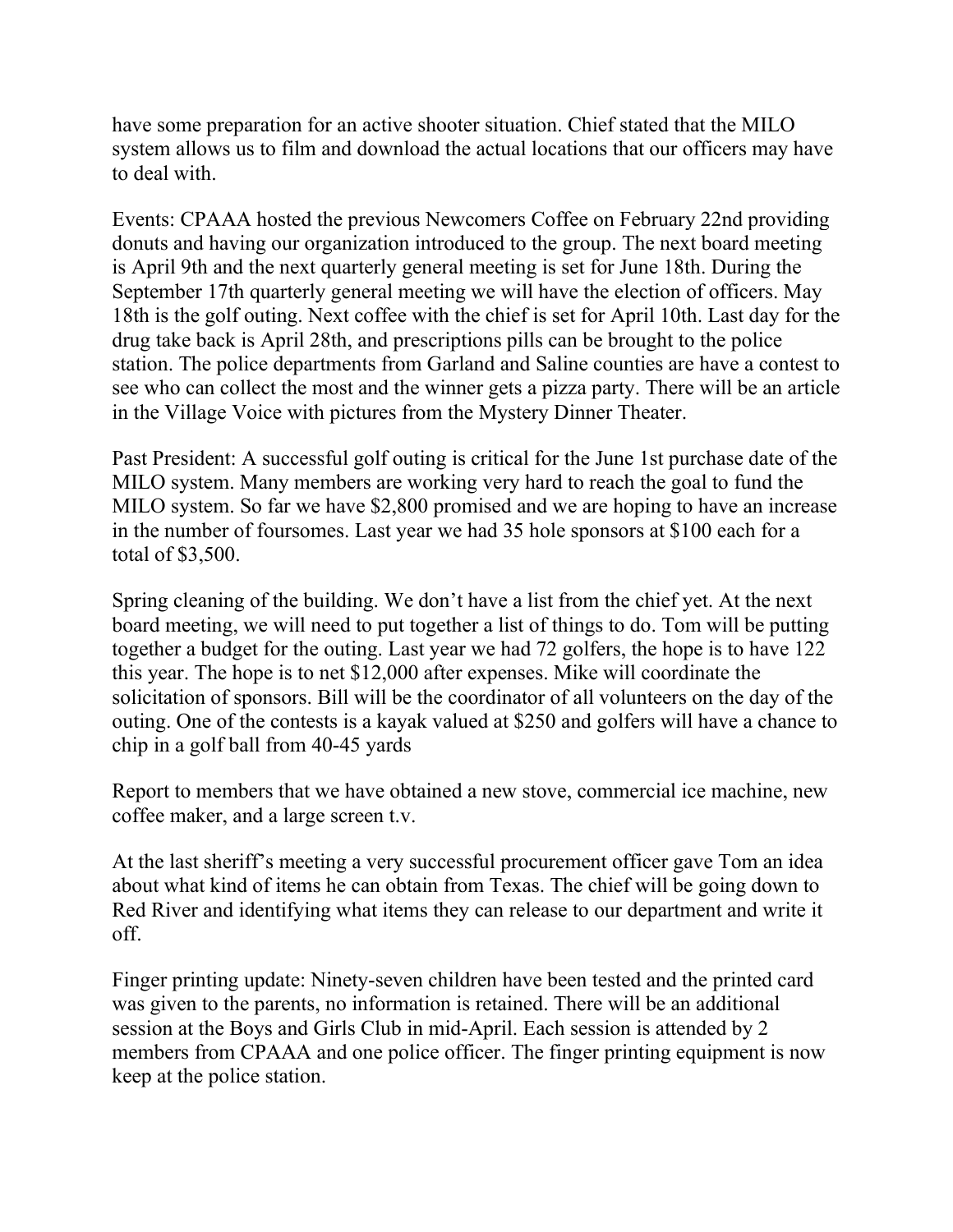have some preparation for an active shooter situation. Chief stated that the MILO system allows us to film and download the actual locations that our officers may have to deal with.

Events: CPAAA hosted the previous Newcomers Coffee on February 22nd providing donuts and having our organization introduced to the group. The next board meeting is April 9th and the next quarterly general meeting is set for June 18th. During the September 17th quarterly general meeting we will have the election of officers. May 18th is the golf outing. Next coffee with the chief is set for April 10th. Last day for the drug take back is April 28th, and prescriptions pills can be brought to the police station. The police departments from Garland and Saline counties are have a contest to see who can collect the most and the winner gets a pizza party. There will be an article in the Village Voice with pictures from the Mystery Dinner Theater.

Past President: A successful golf outing is critical for the June 1st purchase date of the MILO system. Many members are working very hard to reach the goal to fund the MILO system. So far we have $2,800 promised and we are hoping to have an increase in the number of foursomes. Last year we had 35 hole sponsors at $100 each for a total of $3,500.

Spring cleaning of the building. We don't have a list from the chief yet. At the next board meeting, we will need to put together a list of things to do. Tom will be putting together a budget for the outing. Last year we had 72 golfers, the hope is to have 122 this year. The hope is to net $12,000 after expenses. Mike will coordinate the solicitation of sponsors. Bill will be the coordinator of all volunteers on the day of the outing. One of the contests is a kayak valued at $250 and golfers will have a chance to chip in a golf ball from 40-45 yards

Report to members that we have obtained a new stove, commercial ice machine, new coffee maker, and a large screen t.v.

At the last sheriff's meeting a very successful procurement officer gave Tom an idea about what kind of items he can obtain from Texas. The chief will be going down to Red River and identifying what items they can release to our department and write it off.

Finger printing update: Ninety-seven children have been tested and the printed card was given to the parents, no information is retained. There will be an additional session at the Boys and Girls Club in mid-April. Each session is attended by 2 members from CPAAA and one police officer. The finger printing equipment is now keep at the police station.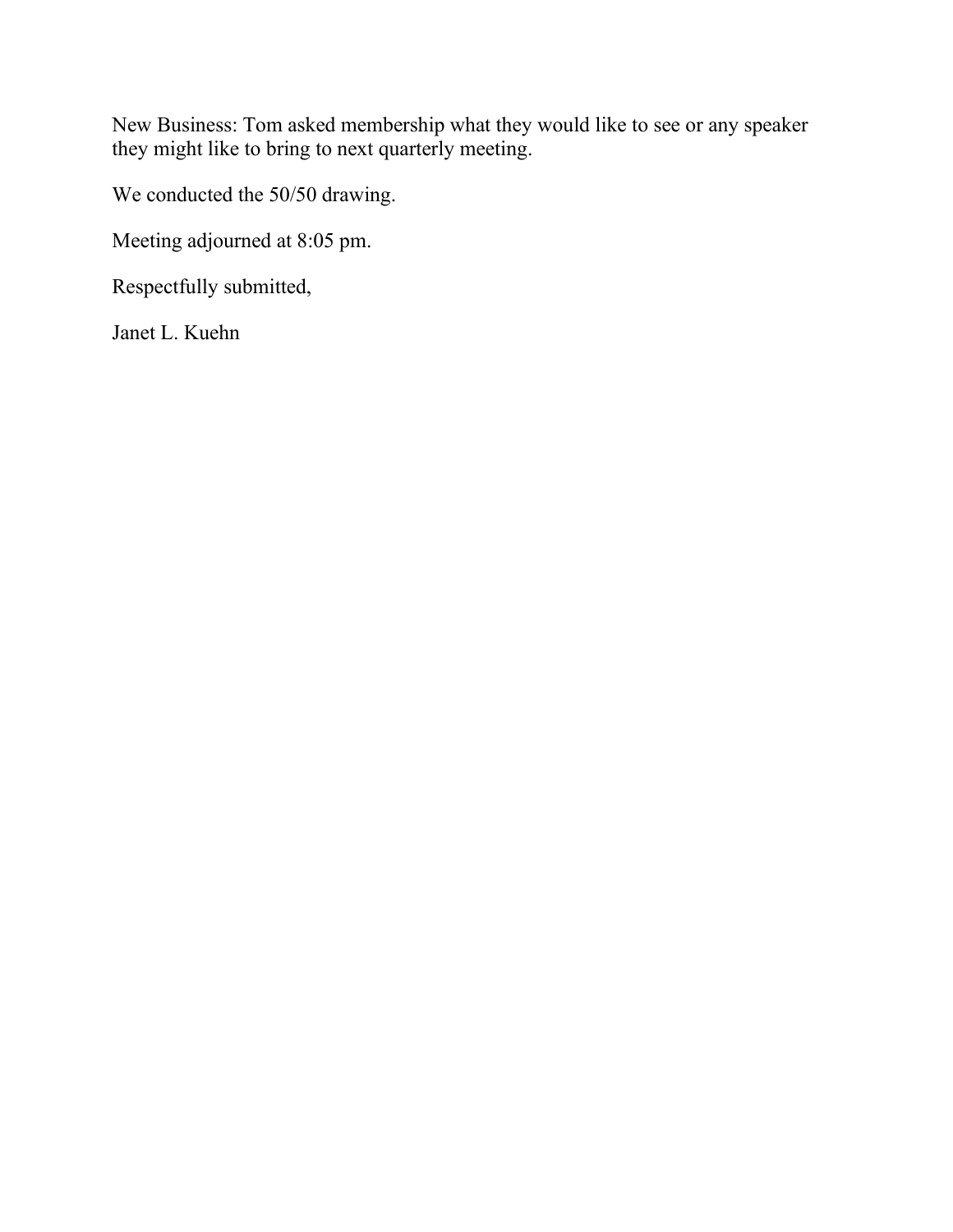New Business: Tom asked membership what they would like to see or any speaker they might like to bring to next quarterly meeting.

We conducted the 50/50 drawing.

Meeting adjourned at 8:05 pm.

Respectfully submitted,

Janet L. Kuehn